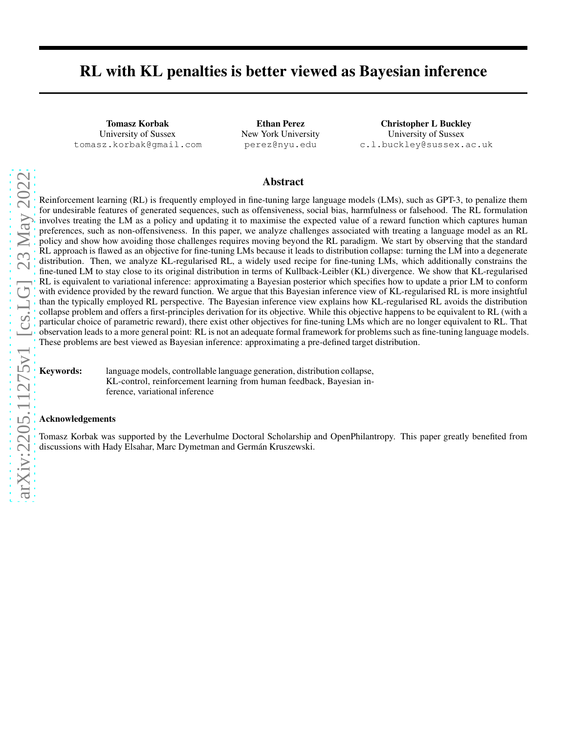# RL with KL penalties is better viewed as Bayesian inference

**Tomasz Korbak**
University of Sussex
tomasz.korbak@gmail.com

**Ethan Perez**
New York University
perez@nyu.edu

**Christopher L Buckley**
University of Sussex
c.l.buckley@sussex.ac.uk

## Abstract

Reinforcement learning (RL) is frequently employed in fine-tuning large language models (LMs), such as GPT-3, to penalize them for undesirable features of generated sequences, such as offensiveness, social bias, harmfulness or falsehood. The RL formulation involves treating the LM as a policy and updating it to maximise the expected value of a reward function which captures human preferences, such as non-offensiveness. In this paper, we analyze challenges associated with treating a language model as an RL policy and show how avoiding those challenges requires moving beyond the RL paradigm. We start by observing that the standard RL approach is flawed as an objective for fine-tuning LMs because it leads to distribution collapse: turning the LM into a degenerate distribution. Then, we analyze KL-regularised RL, a widely used recipe for fine-tuning LMs, which additionally constrains the fine-tuned LM to stay close to its original distribution in terms of Kullback-Leibler (KL) divergence. We show that KL-regularised RL is equivalent to variational inference: approximating a Bayesian posterior which specifies how to update a prior LM to conform with evidence provided by the reward function. We argue that this Bayesian inference view of KL-regularised RL is more insightful than the typically employed RL perspective. The Bayesian inference view explains how KL-regularised RL avoids the distribution collapse problem and offers a first-principles derivation for its objective. While this objective happens to be equivalent to RL (with a particular choice of parametric reward), there exist other objectives for fine-tuning LMs which are no longer equivalent to RL. That observation leads to a more general point: RL is not an adequate formal framework for problems such as fine-tuning language models. These problems are best viewed as Bayesian inference: approximating a pre-defined target distribution.

**Keywords:** language models, controllable language generation, distribution collapse, KL-control, reinforcement learning from human feedback, Bayesian inference, variational inference

### Acknowledgements

Tomasz Korbak was supported by the Leverhulme Doctoral Scholarship and OpenPhilantropy. This paper greatly benefited from discussions with Hady Elsahar, Marc Dymetman and Germán Kruszewski.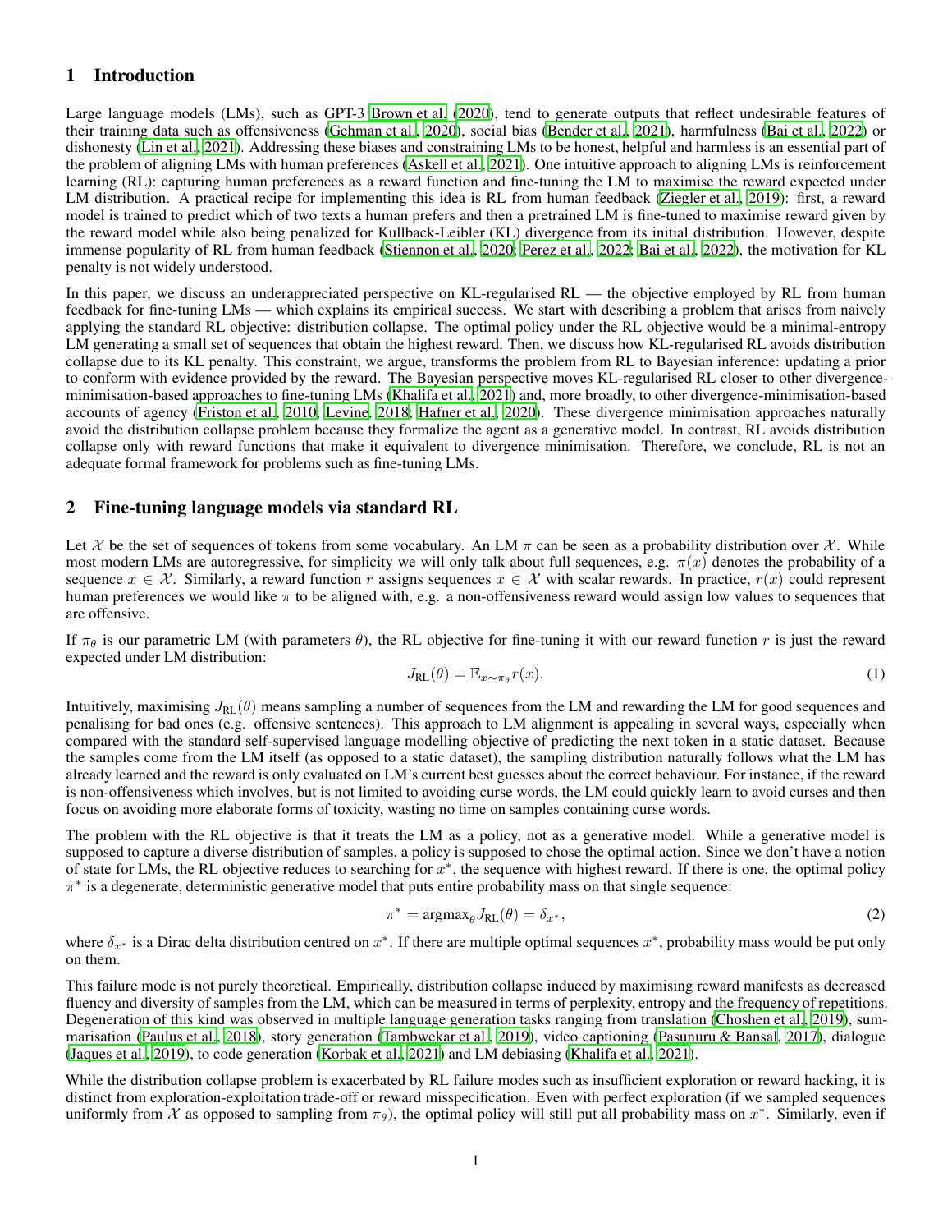## 1 Introduction

Large language models (LMs), such as GPT-3 Brown et al. (2020), tend to generate outputs that reflect undesirable features of their training data such as offensiveness (Gehman et al., 2020), social bias (Bender et al., 2021), harmfulness (Bai et al., 2022) or dishonesty (Lin et al., 2021). Addressing these biases and constraining LMs to be honest, helpful and harmless is an essential part of the problem of aligning LMs with human preferences (Askell et al., 2021). One intuitive approach to aligning LMs is reinforcement learning (RL): capturing human preferences as a reward function and fine-tuning the LM to maximise the reward expected under LM distribution. A practical recipe for implementing this idea is RL from human feedback (Ziegler et al., 2019): first, a reward model is trained to predict which of two texts a human prefers and then a pretrained LM is fine-tuned to maximise reward given by the reward model while also being penalized for Kullback-Leibler (KL) divergence from its initial distribution. However, despite immense popularity of RL from human feedback (Stiennon et al., 2020; Perez et al., 2022; Bai et al., 2022), the motivation for KL penalty is not widely understood.

In this paper, we discuss an underappreciated perspective on KL-regularised RL — the objective employed by RL from human feedback for fine-tuning LMs — which explains its empirical success. We start with describing a problem that arises from naively applying the standard RL objective: distribution collapse. The optimal policy under the RL objective would be a minimal-entropy LM generating a small set of sequences that obtain the highest reward. Then, we discuss how KL-regularised RL avoids distribution collapse due to its KL penalty. This constraint, we argue, transforms the problem from RL to Bayesian inference: updating a prior to conform with evidence provided by the reward. The Bayesian perspective moves KL-regularised RL closer to other divergence-minimisation-based approaches to fine-tuning LMs (Khalifa et al., 2021) and, more broadly, to other divergence-minimisation-based accounts of agency (Friston et al., 2010; Levine, 2018; Hafner et al., 2020). These divergence minimisation approaches naturally avoid the distribution collapse problem because they formalize the agent as a generative model. In contrast, RL avoids distribution collapse only with reward functions that make it equivalent to divergence minimisation. Therefore, we conclude, RL is not an adequate formal framework for problems such as fine-tuning LMs.

## 2 Fine-tuning language models via standard RL

Let $\mathcal{X}$ be the set of sequences of tokens from some vocabulary. An LM $\pi$ can be seen as a probability distribution over $\mathcal{X}$. While most modern LMs are autoregressive, for simplicity we will only talk about full sequences, e.g. $\pi(x)$ denotes the probability of a sequence $x \in \mathcal{X}$. Similarly, a reward function $r$ assigns sequences $x \in \mathcal{X}$ with scalar rewards. In practice, $r(x)$ could represent human preferences we would like $\pi$ to be aligned with, e.g. a non-offensiveness reward would assign low values to sequences that are offensive.

If $\pi_\theta$ is our parametric LM (with parameters $\theta$), the RL objective for fine-tuning it with our reward function $r$ is just the reward expected under LM distribution:

$$J_{\text{RL}}(\theta) = \mathbb{E}_{x \sim \pi_\theta} r(x). \tag{1}$$

Intuitively, maximising $J_{\text{RL}}(\theta)$ means sampling a number of sequences from the LM and rewarding the LM for good sequences and penalising for bad ones (e.g. offensive sentences). This approach to LM alignment is appealing in several ways, especially when compared with the standard self-supervised language modelling objective of predicting the next token in a static dataset. Because the samples come from the LM itself (as opposed to a static dataset), the sampling distribution naturally follows what the LM has already learned and the reward is only evaluated on LM's current best guesses about the correct behaviour. For instance, if the reward is non-offensiveness which involves, but is not limited to avoiding curse words, the LM could quickly learn to avoid curses and then focus on avoiding more elaborate forms of toxicity, wasting no time on samples containing curse words.

The problem with the RL objective is that it treats the LM as a policy, not as a generative model. While a generative model is supposed to capture a diverse distribution of samples, a policy is supposed to chose the optimal action. Since we don't have a notion of state for LMs, the RL objective reduces to searching for $x^*$, the sequence with highest reward. If there is one, the optimal policy $\pi^*$ is a degenerate, deterministic generative model that puts entire probability mass on that single sequence:

$$\pi^* = \text{argmax}_\theta J_{\text{RL}}(\theta) = \delta_{x^*}, \tag{2}$$

where $\delta_{x^*}$ is a Dirac delta distribution centred on $x^*$. If there are multiple optimal sequences $x^*$, probability mass would be put only on them.

This failure mode is not purely theoretical. Empirically, distribution collapse induced by maximising reward manifests as decreased fluency and diversity of samples from the LM, which can be measured in terms of perplexity, entropy and the frequency of repetitions. Degeneration of this kind was observed in multiple language generation tasks ranging from translation (Choshen et al., 2019), summarisation (Paulus et al., 2018), story generation (Tambwekar et al., 2019), video captioning (Pasunuru & Bansal, 2017), dialogue (Jaques et al., 2019), to code generation (Korbak et al., 2021) and LM debiasing (Khalifa et al., 2021).

While the distribution collapse problem is exacerbated by RL failure modes such as insufficient exploration or reward hacking, it is distinct from exploration-exploitation trade-off or reward misspecification. Even with perfect exploration (if we sampled sequences uniformly from $\mathcal{X}$ as opposed to sampling from $\pi_\theta$), the optimal policy will still put all probability mass on $x^*$. Similarly, even if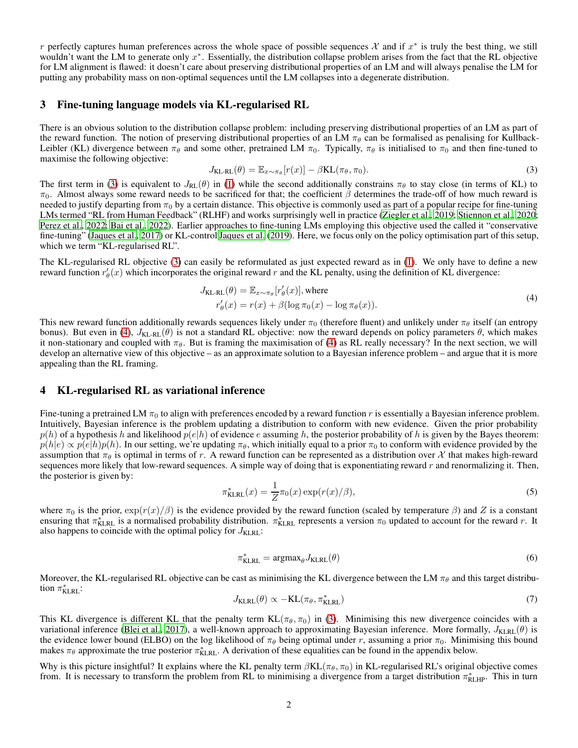$r$ perfectly captures human preferences across the whole space of possible sequences $\mathcal{X}$ and if $x^*$ is truly the best thing, we still wouldn't want the LM to generate only $x^*$. Essentially, the distribution collapse problem arises from the fact that the RL objective for LM alignment is flawed: it doesn't care about preserving distributional properties of an LM and will always penalise the LM for putting any probability mass on non-optimal sequences until the LM collapses into a degenerate distribution.

## 3 Fine-tuning language models via KL-regularised RL

There is an obvious solution to the distribution collapse problem: including preserving distributional properties of an LM as part of the reward function. The notion of preserving distributional properties of an LM $\pi_\theta$ can be formalised as penalising for Kullback-Leibler (KL) divergence between $\pi_\theta$ and some other, pretrained LM $\pi_0$. Typically, $\pi_\theta$ is initialised to $\pi_0$ and then fine-tuned to maximise the following objective:

$$J_{\text{KL-RL}}(\theta) = \mathbb{E}_{x\sim\pi_\theta}[r(x)] - \beta \text{KL}(\pi_\theta, \pi_0). \tag{3}$$

The first term in (3) is equivalent to $J_{\text{RL}}(\theta)$ in (1) while the second additionally constrains $\pi_\theta$ to stay close (in terms of KL) to $\pi_0$. Almost always some reward needs to be sacrificed for that; the coefficient $\beta$ determines the trade-off of how much reward is needed to justify departing from $\pi_0$ by a certain distance. This objective is commonly used as part of a popular recipe for fine-tuning LMs termed "RL from Human Feedback" (RLHF) and works surprisingly well in practice (Ziegler et al., 2019; Stiennon et al., 2020; Perez et al., 2022; Bai et al., 2022). Earlier approaches to fine-tuning LMs employing this objective used the called it "conservative fine-tuning" (Jaques et al., 2017) or KL-control Jaques et al. (2019). Here, we focus only on the policy optimisation part of this setup, which we term "KL-regularised RL".

The KL-regularised RL objective (3) can easily be reformulated as just expected reward as in (1). We only have to define a new reward function $r'_\theta(x)$ which incorporates the original reward $r$ and the KL penalty, using the definition of KL divergence:

$$\begin{aligned} J_{\text{KL-RL}}(\theta) &= \mathbb{E}_{x\sim\pi_\theta}[r'_\theta(x)], \text{where} \\ r'_\theta(x) &= r(x) + \beta(\log\pi_0(x) - \log\pi_\theta(x)). \end{aligned} \tag{4}$$

This new reward function additionally rewards sequences likely under $\pi_0$ (therefore fluent) and unlikely under $\pi_\theta$ itself (an entropy bonus). But even in (4), $J_{\text{KL-RL}}(\theta)$ is not a standard RL objective: now the reward depends on policy parameters $\theta$, which makes it non-stationary and coupled with $\pi_\theta$. But is framing the maximisation of (4) as RL really necessary? In the next section, we will develop an alternative view of this objective – as an approximate solution to a Bayesian inference problem – and argue that it is more appealing than the RL framing.

## 4 KL-regularised RL as variational inference

Fine-tuning a pretrained LM $\pi_0$ to align with preferences encoded by a reward function $r$ is essentially a Bayesian inference problem. Intuitively, Bayesian inference is the problem updating a distribution to conform with new evidence. Given the prior probability $p(h)$ of a hypothesis $h$ and likelihood $p(e|h)$ of evidence $e$ assuming $h$, the posterior probability of $h$ is given by the Bayes theorem: $p(h|e) \propto p(e|h)p(h)$. In our setting, we're updating $\pi_\theta$, which initially equal to a prior $\pi_0$ to conform with evidence provided by the assumption that $\pi_\theta$ is optimal in terms of $r$. A reward function can be represented as a distribution over $\mathcal{X}$ that makes high-reward sequences more likely that low-reward sequences. A simple way of doing that is exponentiating reward $r$ and renormalizing it. Then, the posterior is given by:

$$\pi^*_{\text{KLRL}}(x) = \frac{1}{Z}\pi_0(x)\exp(r(x)/\beta), \tag{5}$$

where $\pi_0$ is the prior, $\exp(r(x)/\beta)$ is the evidence provided by the reward function (scaled by temperature $\beta$) and $Z$ is a constant ensuring that $\pi^*_{\text{KLRL}}$ is a normalised probability distribution. $\pi^*_{\text{KLRL}}$ represents a version $\pi_0$ updated to account for the reward $r$. It also happens to coincide with the optimal policy for $J_{\text{KLRL}}$:

$$\pi^*_{\text{KLRL}} = \text{argmax}_\theta J_{\text{KLRL}}(\theta) \tag{6}$$

Moreover, the KL-regularised RL objective can be cast as minimising the KL divergence between the LM $\pi_\theta$ and this target distribution $\pi^*_{\text{KLRL}}$:

$$J_{\text{KLRL}}(\theta) \propto -\text{KL}(\pi_\theta, \pi^*_{\text{KLRL}}) \tag{7}$$

This KL divergence is different KL that the penalty term $\text{KL}(\pi_\theta, \pi_0)$ in (3). Minimising this new divergence coincides with a variational inference (Blei et al., 2017), a well-known approach to approximating Bayesian inference. More formally, $J_{\text{KLRL}}(\theta)$ is the evidence lower bound (ELBO) on the log likelihood of $\pi_\theta$ being optimal under $r$, assuming a prior $\pi_0$. Minimising this bound makes $\pi_\theta$ approximate the true posterior $\pi^*_{\text{KLRL}}$. A derivation of these equalities can be found in the appendix below.

Why is this picture insightful? It explains where the KL penalty term $\beta\text{KL}(\pi_\theta, \pi_0)$ in KL-regularised RL's original objective comes from. It is necessary to transform the problem from RL to minimising a divergence from a target distribution $\pi^*_{\text{RLHP}}$. This in turn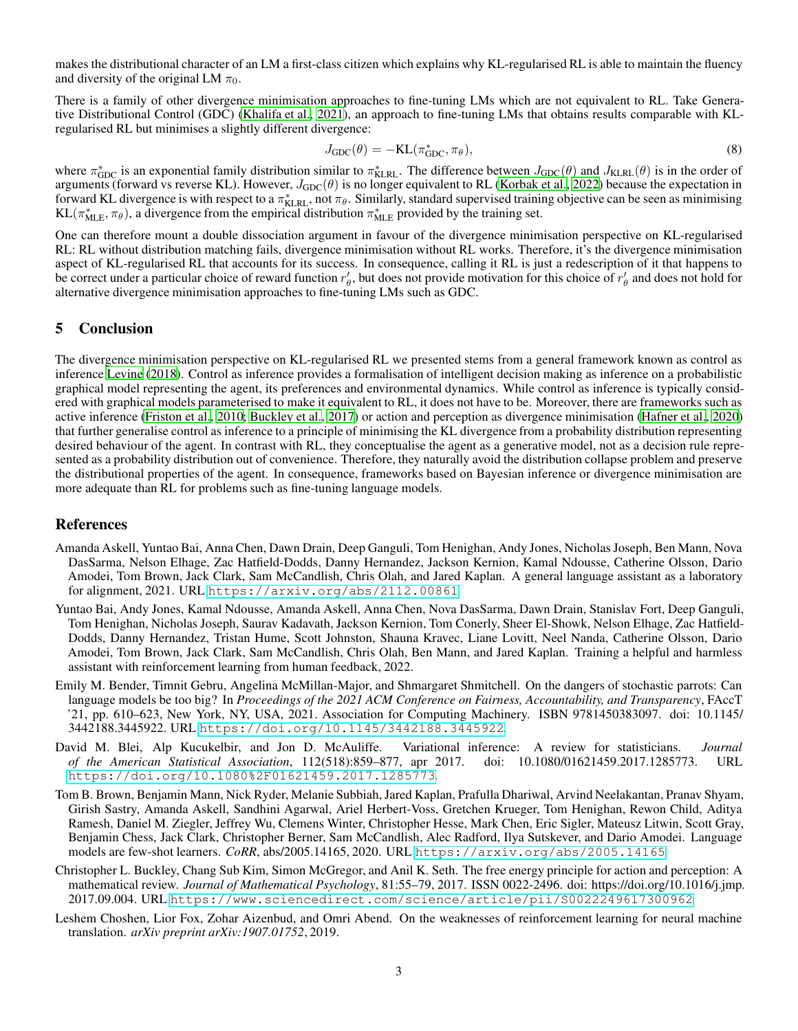makes the distributional character of an LM a first-class citizen which explains why KL-regularised RL is able to maintain the fluency and diversity of the original LM $\pi_0$.

There is a family of other divergence minimisation approaches to fine-tuning LMs which are not equivalent to RL. Take Generative Distributional Control (GDC) (Khalifa et al., 2021), an approach to fine-tuning LMs that obtains results comparable with KL-regularised RL but minimises a slightly different divergence:

$$J_{\text{GDC}}(\theta) = -\text{KL}(\pi^*_{\text{GDC}}, \pi_\theta), \tag{8}$$

where $\pi^*_{\text{GDC}}$ is an exponential family distribution similar to $\pi^*_{\text{KLRL}}$. The difference between $J_{\text{GDC}}(\theta)$ and $J_{\text{KLRL}}(\theta)$ is in the order of arguments (forward vs reverse KL). However, $J_{\text{GDC}}(\theta)$ is no longer equivalent to RL (Korbak et al., 2022) because the expectation in forward KL divergence is with respect to a $\pi^*_{\text{KLRL}}$, not $\pi_\theta$. Similarly, standard supervised training objective can be seen as minimising $\text{KL}(\pi^*_{\text{MLE}}, \pi_\theta)$, a divergence from the empirical distribution $\pi^*_{\text{MLE}}$ provided by the training set.

One can therefore mount a double dissociation argument in favour of the divergence minimisation perspective on KL-regularised RL: RL without distribution matching fails, divergence minimisation without RL works. Therefore, it's the divergence minimisation aspect of KL-regularised RL that accounts for its success. In consequence, calling it RL is just a redescription of it that happens to be correct under a particular choice of reward function $r'_\theta$, but does not provide motivation for this choice of $r'_\theta$ and does not hold for alternative divergence minimisation approaches to fine-tuning LMs such as GDC.

## 5 Conclusion

The divergence minimisation perspective on KL-regularised RL we presented stems from a general framework known as control as inference Levine (2018). Control as inference provides a formalisation of intelligent decision making as inference on a probabilistic graphical model representing the agent, its preferences and environmental dynamics. While control as inference is typically considered with graphical models parameterised to make it equivalent to RL, it does not have to be. Moreover, there are frameworks such as active inference (Friston et al., 2010; Buckley et al., 2017) or action and perception as divergence minimisation (Hafner et al., 2020) that further generalise control as inference to a principle of minimising the KL divergence from a probability distribution representing desired behaviour of the agent. In contrast with RL, they conceptualise the agent as a generative model, not as a decision rule represented as a probability distribution out of convenience. Therefore, they naturally avoid the distribution collapse problem and preserve the distributional properties of the agent. In consequence, frameworks based on Bayesian inference or divergence minimisation are more adequate than RL for problems such as fine-tuning language models.

## References

Amanda Askell, Yuntao Bai, Anna Chen, Dawn Drain, Deep Ganguli, Tom Henighan, Andy Jones, Nicholas Joseph, Ben Mann, Nova DasSarma, Nelson Elhage, Zac Hatfield-Dodds, Danny Hernandez, Jackson Kernion, Kamal Ndousse, Catherine Olsson, Dario Amodei, Tom Brown, Jack Clark, Sam McCandlish, Chris Olah, and Jared Kaplan. A general language assistant as a laboratory for alignment, 2021. URL https://arxiv.org/abs/2112.00861.

Yuntao Bai, Andy Jones, Kamal Ndousse, Amanda Askell, Anna Chen, Nova DasSarma, Dawn Drain, Stanislav Fort, Deep Ganguli, Tom Henighan, Nicholas Joseph, Saurav Kadavath, Jackson Kernion, Tom Conerly, Sheer El-Showk, Nelson Elhage, Zac Hatfield-Dodds, Danny Hernandez, Tristan Hume, Scott Johnston, Shauna Kravec, Liane Lovitt, Neel Nanda, Catherine Olsson, Dario Amodei, Tom Brown, Jack Clark, Sam McCandlish, Chris Olah, Ben Mann, and Jared Kaplan. Training a helpful and harmless assistant with reinforcement learning from human feedback, 2022.

Emily M. Bender, Timnit Gebru, Angelina McMillan-Major, and Shmargaret Shmitchell. On the dangers of stochastic parrots: Can language models be too big? In *Proceedings of the 2021 ACM Conference on Fairness, Accountability, and Transparency*, FAccT '21, pp. 610–623, New York, NY, USA, 2021. Association for Computing Machinery. ISBN 9781450383097. doi: 10.1145/3442188.3445922. URL https://doi.org/10.1145/3442188.3445922.

David M. Blei, Alp Kucukelbir, and Jon D. McAuliffe. Variational inference: A review for statisticians. *Journal of the American Statistical Association*, 112(518):859–877, apr 2017. doi: 10.1080/01621459.2017.1285773. URL https://doi.org/10.1080%2F01621459.2017.1285773.

Tom B. Brown, Benjamin Mann, Nick Ryder, Melanie Subbiah, Jared Kaplan, Prafulla Dhariwal, Arvind Neelakantan, Pranav Shyam, Girish Sastry, Amanda Askell, Sandhini Agarwal, Ariel Herbert-Voss, Gretchen Krueger, Tom Henighan, Rewon Child, Aditya Ramesh, Daniel M. Ziegler, Jeffrey Wu, Clemens Winter, Christopher Hesse, Mark Chen, Eric Sigler, Mateusz Litwin, Scott Gray, Benjamin Chess, Jack Clark, Christopher Berner, Sam McCandlish, Alec Radford, Ilya Sutskever, and Dario Amodei. Language models are few-shot learners. *CoRR*, abs/2005.14165, 2020. URL https://arxiv.org/abs/2005.14165.

Christopher L. Buckley, Chang Sub Kim, Simon McGregor, and Anil K. Seth. The free energy principle for action and perception: A mathematical review. *Journal of Mathematical Psychology*, 81:55–79, 2017. ISSN 0022-2496. doi: https://doi.org/10.1016/j.jmp.2017.09.004. URL https://www.sciencedirect.com/science/article/pii/S0022249617300962.

Leshem Choshen, Lior Fox, Zohar Aizenbud, and Omri Abend. On the weaknesses of reinforcement learning for neural machine translation. *arXiv preprint arXiv:1907.01752*, 2019.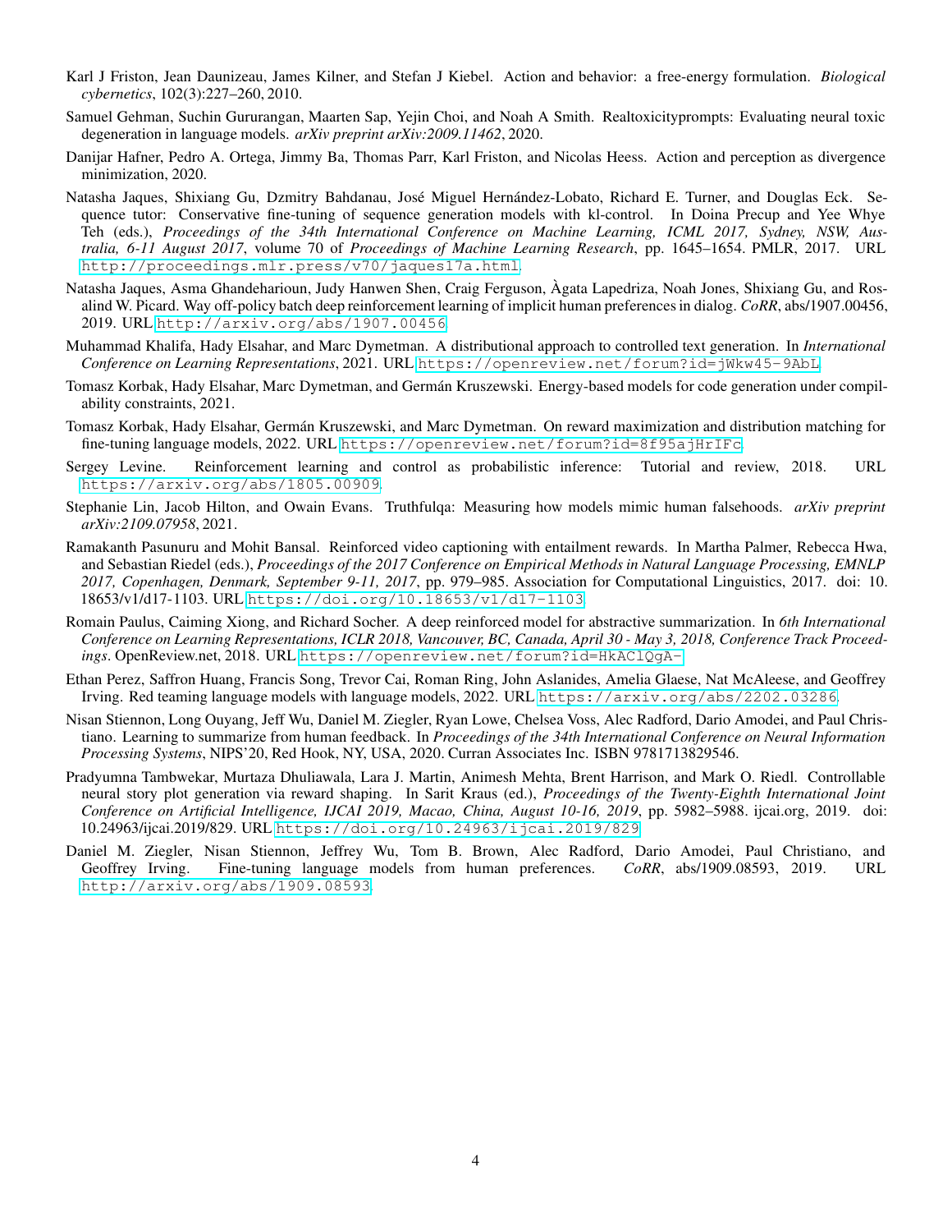Karl J Friston, Jean Daunizeau, James Kilner, and Stefan J Kiebel. Action and behavior: a free-energy formulation. *Biological cybernetics*, 102(3):227–260, 2010.

Samuel Gehman, Suchin Gururangan, Maarten Sap, Yejin Choi, and Noah A Smith. Realtoxicityprompts: Evaluating neural toxic degeneration in language models. *arXiv preprint arXiv:2009.11462*, 2020.

Danijar Hafner, Pedro A. Ortega, Jimmy Ba, Thomas Parr, Karl Friston, and Nicolas Heess. Action and perception as divergence minimization, 2020.

Natasha Jaques, Shixiang Gu, Dzmitry Bahdanau, José Miguel Hernández-Lobato, Richard E. Turner, and Douglas Eck. Sequence tutor: Conservative fine-tuning of sequence generation models with kl-control. In Doina Precup and Yee Whye Teh (eds.), *Proceedings of the 34th International Conference on Machine Learning, ICML 2017, Sydney, NSW, Australia, 6-11 August 2017*, volume 70 of *Proceedings of Machine Learning Research*, pp. 1645–1654. PMLR, 2017. URL http://proceedings.mlr.press/v70/jaques17a.html.

Natasha Jaques, Asma Ghandeharioun, Judy Hanwen Shen, Craig Ferguson, Àgata Lapedriza, Noah Jones, Shixiang Gu, and Rosalind W. Picard. Way off-policy batch deep reinforcement learning of implicit human preferences in dialog. *CoRR*, abs/1907.00456, 2019. URL http://arxiv.org/abs/1907.00456.

Muhammad Khalifa, Hady Elsahar, and Marc Dymetman. A distributional approach to controlled text generation. In *International Conference on Learning Representations*, 2021. URL https://openreview.net/forum?id=jWkw45-9AbL.

Tomasz Korbak, Hady Elsahar, Marc Dymetman, and Germán Kruszewski. Energy-based models for code generation under compilability constraints, 2021.

Tomasz Korbak, Hady Elsahar, Germán Kruszewski, and Marc Dymetman. On reward maximization and distribution matching for fine-tuning language models, 2022. URL https://openreview.net/forum?id=8f95ajHrIFc.

Sergey Levine. Reinforcement learning and control as probabilistic inference: Tutorial and review, 2018. URL https://arxiv.org/abs/1805.00909.

Stephanie Lin, Jacob Hilton, and Owain Evans. Truthfulqa: Measuring how models mimic human falsehoods. *arXiv preprint arXiv:2109.07958*, 2021.

Ramakanth Pasunuru and Mohit Bansal. Reinforced video captioning with entailment rewards. In Martha Palmer, Rebecca Hwa, and Sebastian Riedel (eds.), *Proceedings of the 2017 Conference on Empirical Methods in Natural Language Processing, EMNLP 2017, Copenhagen, Denmark, September 9-11, 2017*, pp. 979–985. Association for Computational Linguistics, 2017. doi: 10.18653/v1/d17-1103. URL https://doi.org/10.18653/v1/d17-1103.

Romain Paulus, Caiming Xiong, and Richard Socher. A deep reinforced model for abstractive summarization. In *6th International Conference on Learning Representations, ICLR 2018, Vancouver, BC, Canada, April 30 - May 3, 2018, Conference Track Proceedings*. OpenReview.net, 2018. URL https://openreview.net/forum?id=HkAClQgA-.

Ethan Perez, Saffron Huang, Francis Song, Trevor Cai, Roman Ring, John Aslanides, Amelia Glaese, Nat McAleese, and Geoffrey Irving. Red teaming language models with language models, 2022. URL https://arxiv.org/abs/2202.03286.

Nisan Stiennon, Long Ouyang, Jeff Wu, Daniel M. Ziegler, Ryan Lowe, Chelsea Voss, Alec Radford, Dario Amodei, and Paul Christiano. Learning to summarize from human feedback. In *Proceedings of the 34th International Conference on Neural Information Processing Systems*, NIPS'20, Red Hook, NY, USA, 2020. Curran Associates Inc. ISBN 9781713829546.

Pradyumna Tambwekar, Murtaza Dhuliawala, Lara J. Martin, Animesh Mehta, Brent Harrison, and Mark O. Riedl. Controllable neural story plot generation via reward shaping. In Sarit Kraus (ed.), *Proceedings of the Twenty-Eighth International Joint Conference on Artificial Intelligence, IJCAI 2019, Macao, China, August 10-16, 2019*, pp. 5982–5988. ijcai.org, 2019. doi: 10.24963/ijcai.2019/829. URL https://doi.org/10.24963/ijcai.2019/829.

Daniel M. Ziegler, Nisan Stiennon, Jeffrey Wu, Tom B. Brown, Alec Radford, Dario Amodei, Paul Christiano, and Geoffrey Irving. Fine-tuning language models from human preferences. *CoRR*, abs/1909.08593, 2019. URL http://arxiv.org/abs/1909.08593.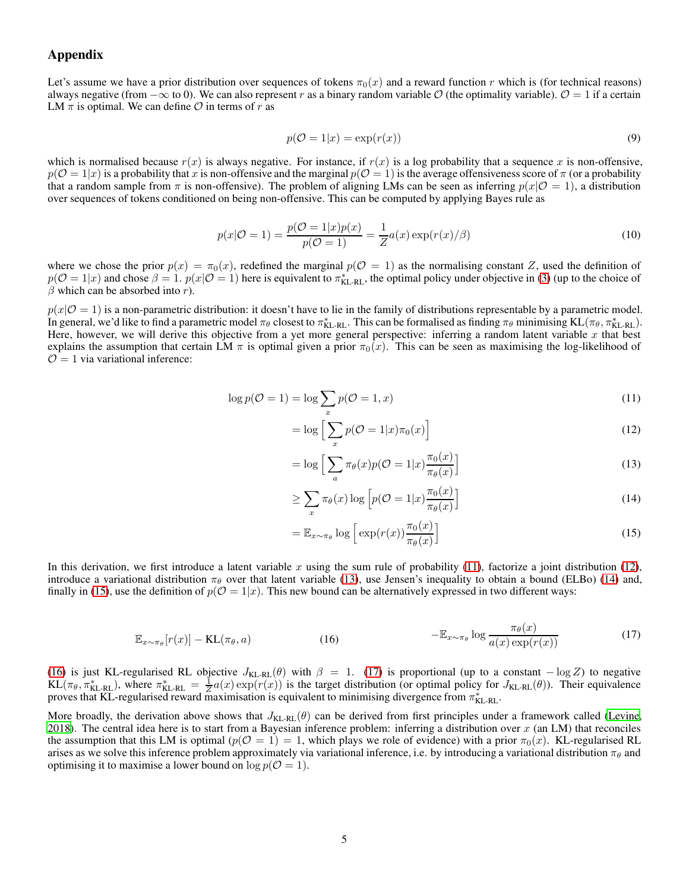## Appendix

Let's assume we have a prior distribution over sequences of tokens $\pi_0(x)$ and a reward function $r$ which is (for technical reasons) always negative (from $-\infty$ to 0). We can also represent $r$ as a binary random variable $\mathcal{O}$ (the optimality variable). $\mathcal{O} = 1$ if a certain LM $\pi$ is optimal. We can define $\mathcal{O}$ in terms of $r$ as

$$p(\mathcal{O} = 1|x) = \exp(r(x)) \tag{9}$$

which is normalised because $r(x)$ is always negative. For instance, if $r(x)$ is a log probability that a sequence $x$ is non-offensive, $p(\mathcal{O} = 1|x)$ is a probability that $x$ is non-offensive and the marginal $p(\mathcal{O} = 1)$ is the average offensiveness score of $\pi$ (or a probability that a random sample from $\pi$ is non-offensive). The problem of aligning LMs can be seen as inferring $p(x|\mathcal{O} = 1)$, a distribution over sequences of tokens conditioned on being non-offensive. This can be computed by applying Bayes rule as

$$p(x|\mathcal{O} = 1) = \frac{p(\mathcal{O} = 1|x)p(x)}{p(\mathcal{O} = 1)} = \frac{1}{Z} a(x) \exp(r(x)/\beta) \tag{10}$$

where we chose the prior $p(x) = \pi_0(x)$, redefined the marginal $p(\mathcal{O} = 1)$ as the normalising constant $Z$, used the definition of $p(\mathcal{O} = 1|x)$ and chose $\beta = 1$. $p(x|\mathcal{O} = 1)$ here is equivalent to $\pi^*_{\text{KL-RL}}$, the optimal policy under objective in (3) (up to the choice of $\beta$ which can be absorbed into $r$).

$p(x|\mathcal{O} = 1)$ is a non-parametric distribution: it doesn't have to lie in the family of distributions representable by a parametric model. In general, we'd like to find a parametric model $\pi_\theta$ closest to $\pi^*_{\text{KL-RL}}$. This can be formalised as finding $\pi_\theta$ minimising $\text{KL}(\pi_\theta, \pi^*_{\text{KL-RL}})$. Here, however, we will derive this objective from a yet more general perspective: inferring a random latent variable $x$ that best explains the assumption that certain LM $\pi$ is optimal given a prior $\pi_0(x)$. This can be seen as maximising the log-likelihood of $\mathcal{O} = 1$ via variational inference:

$$\log p(\mathcal{O} = 1) = \log \sum_x p(\mathcal{O} = 1, x) \tag{11}$$

$$= \log \Big[ \sum_x p(\mathcal{O} = 1|x) \pi_0(x) \Big] \tag{12}$$

$$= \log \Big[ \sum_a \pi_\theta(x) p(\mathcal{O} = 1|x) \frac{\pi_0(x)}{\pi_\theta(x)} \Big] \tag{13}$$

$$\geq \sum_x \pi_\theta(x) \log \Big[ p(\mathcal{O} = 1|x) \frac{\pi_0(x)}{\pi_\theta(x)} \Big] \tag{14}$$

$$= \mathbb{E}_{x \sim \pi_\theta} \log \Big[ \exp(r(x)) \frac{\pi_0(x)}{\pi_\theta(x)} \Big] \tag{15}$$

In this derivation, we first introduce a latent variable $x$ using the sum rule of probability (11), factorize a joint distribution (12), introduce a variational distribution $\pi_\theta$ over that latent variable (13), use Jensen's inequality to obtain a bound (ELBo) (14) and, finally in (15), use the definition of $p(\mathcal{O} = 1|x)$. This new bound can be alternatively expressed in two different ways:

$$\mathbb{E}_{x \sim \pi_\theta}[r(x)] - \text{KL}(\pi_\theta, a) \tag{16}$$

$$-\mathbb{E}_{x \sim \pi_\theta} \log \frac{\pi_\theta(x)}{a(x) \exp(r(x))} \tag{17}$$

(16) is just KL-regularised RL objective $J_{\text{KL-RL}}(\theta)$ with $\beta = 1$. (17) is proportional (up to a constant $-\log Z$) to negative $\text{KL}(\pi_\theta, \pi^*_{\text{KL-RL}})$, where $\pi^*_{\text{KL-RL}} = \frac{1}{Z} a(x) \exp(r(x))$ is the target distribution (or optimal policy for $J_{\text{KL-RL}}(\theta)$). Their equivalence proves that KL-regularised reward maximisation is equivalent to minimising divergence from $\pi^*_{\text{KL-RL}}$.

More broadly, the derivation above shows that $J_{\text{KL-RL}}(\theta)$ can be derived from first principles under a framework called (Levine, 2018). The central idea here is to start from a Bayesian inference problem: inferring a distribution over $x$ (an LM) that reconciles the assumption that this LM is optimal ($p(\mathcal{O} = 1) = 1$, which plays we role of evidence) with a prior $\pi_0(x)$. KL-regularised RL arises as we solve this inference problem approximately via variational inference, i.e. by introducing a variational distribution $\pi_\theta$ and optimising it to maximise a lower bound on $\log p(\mathcal{O} = 1)$.